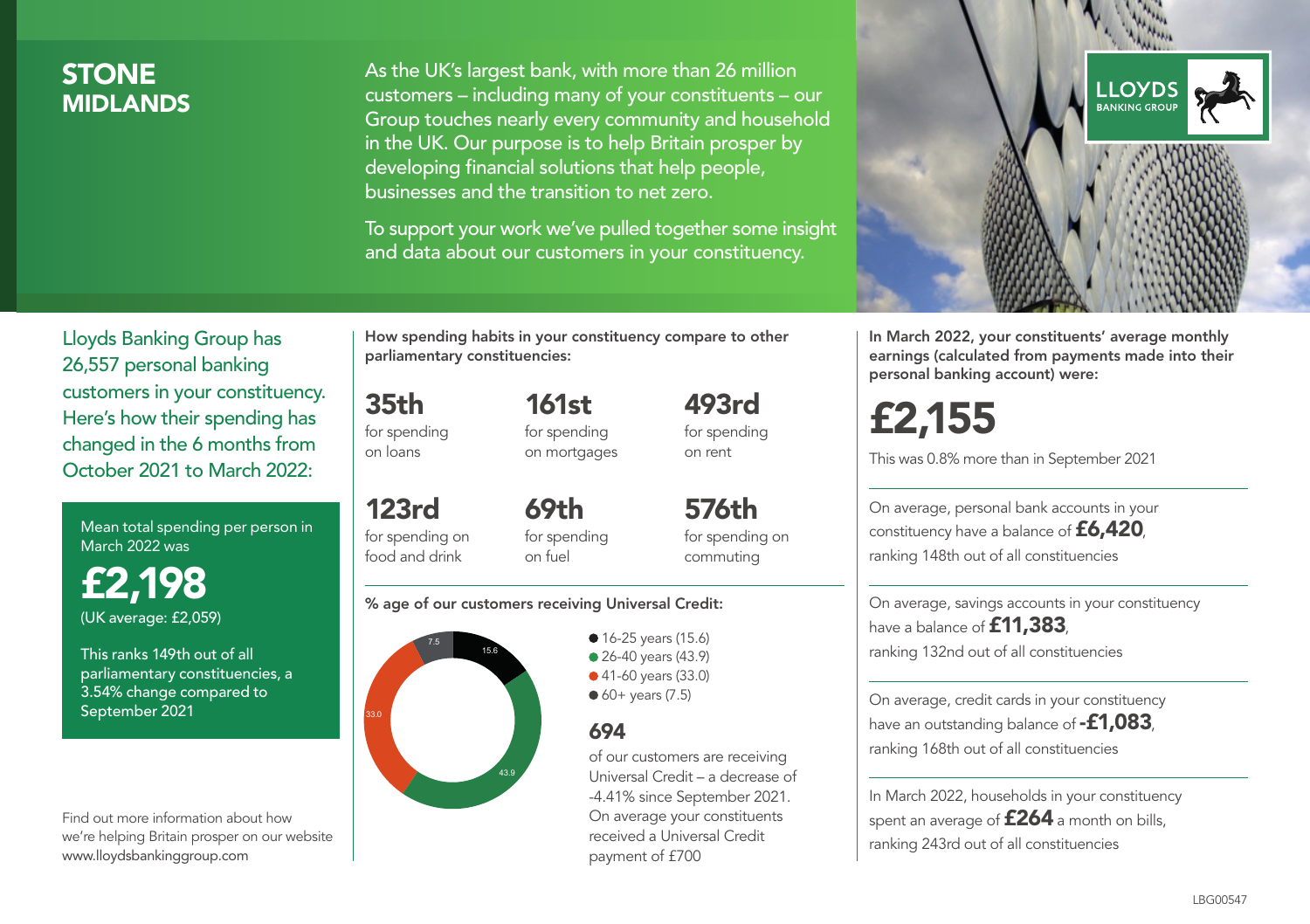# STONE
## MIDLANDS

As the UK's largest bank, with more than 26 million customers – including many of your constituents – our Group touches nearly every community and household in the UK. Our purpose is to help Britain prosper by developing financial solutions that help people, businesses and the transition to net zero.

To support your work we've pulled together some insight and data about our customers in your constituency.

LLOYDS BANKING GROUP

Lloyds Banking Group has 26,557 personal banking customers in your constituency. Here's how their spending has changed in the 6 months from October 2021 to March 2022:

Mean total spending per person in March 2022 was

**£2,198**

(UK average: £2,059)

This ranks 149th out of all parliamentary constituencies, a 3.54% change compared to September 2021

Find out more information about how we're helping Britain prosper on our website www.lloydsbankinggroup.com

**How spending habits in your constituency compare to other parliamentary constituencies:**

**35th** for spending on loans

**161st** for spending on mortgages

**493rd** for spending on rent

**123rd** for spending on food and drink

**69th** for spending on fuel

**576th** for spending on commuting

**% age of our customers receiving Universal Credit:**

- 16-25 years (15.6)
- 26-40 years (43.9)
- 41-60 years (33.0)
- 60+ years (7.5)

**694**

of our customers are receiving Universal Credit – a decrease of -4.41% since September 2021. On average your constituents received a Universal Credit payment of £700

**In March 2022, your constituents' average monthly earnings (calculated from payments made into their personal banking account) were:**

**£2,155**

This was 0.8% more than in September 2021

On average, personal bank accounts in your constituency have a balance of **£6,420**, ranking 148th out of all constituencies

On average, savings accounts in your constituency have a balance of **£11,383**, ranking 132nd out of all constituencies

On average, credit cards in your constituency have an outstanding balance of **-£1,083**, ranking 168th out of all constituencies

In March 2022, households in your constituency spent an average of **£264** a month on bills, ranking 243rd out of all constituencies

LBG00547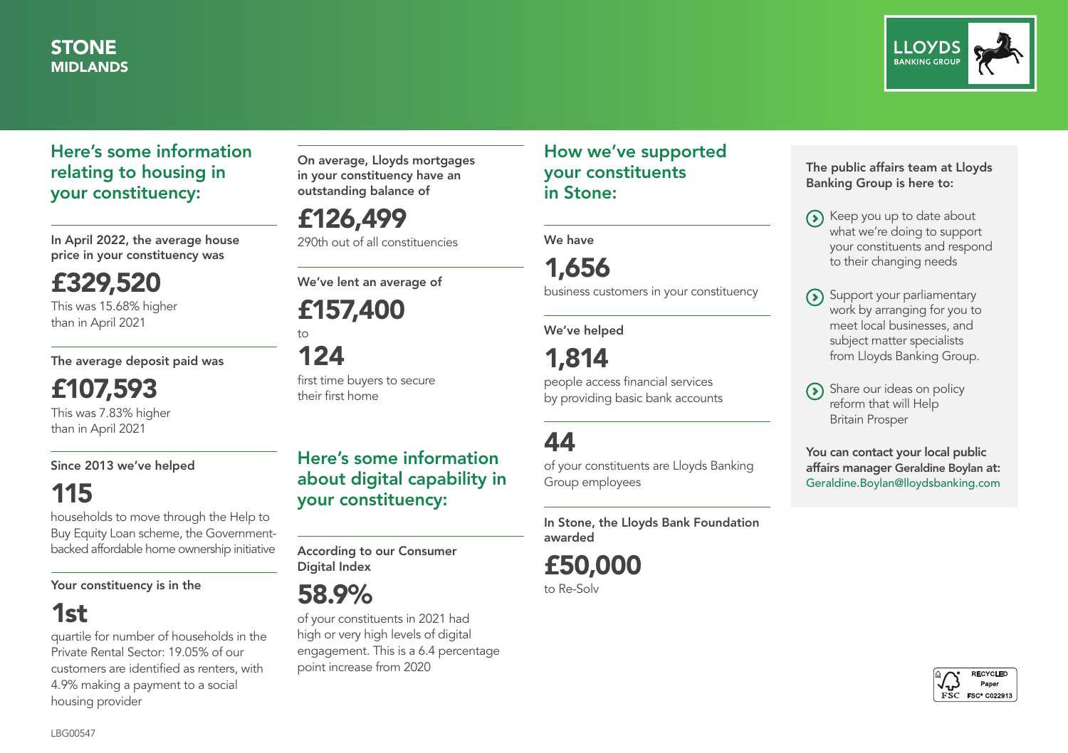# STONE
## MIDLANDS

LLOYDS BANKING GROUP

## Here's some information relating to housing in your constituency:

**In April 2022, the average house price in your constituency was**

**£329,520**

This was 15.68% higher than in April 2021

**The average deposit paid was**

**£107,593**

This was 7.83% higher than in April 2021

**Since 2013 we've helped**

**115**

households to move through the Help to Buy Equity Loan scheme, the Government-backed affordable home ownership initiative

**Your constituency is in the**

**1st**

quartile for number of households in the Private Rental Sector: 19.05% of our customers are identified as renters, with 4.9% making a payment to a social housing provider

**On average, Lloyds mortgages in your constituency have an outstanding balance of**

**£126,499**

290th out of all constituencies

**We've lent an average of**

**£157,400**

to

**124**

first time buyers to secure their first home

## Here's some information about digital capability in your constituency:

**According to our Consumer Digital Index**

**58.9%**

of your constituents in 2021 had high or very high levels of digital engagement. This is a 6.4 percentage point increase from 2020

## How we've supported your constituents in Stone:

**We have**

**1,656**

business customers in your constituency

**We've helped**

**1,814**

people access financial services by providing basic bank accounts

**44**

of your constituents are Lloyds Banking Group employees

**In Stone, the Lloyds Bank Foundation awarded**

**£50,000**

to Re-Solv

**The public affairs team at Lloyds Banking Group is here to:**

- Keep you up to date about what we're doing to support your constituents and respond to their changing needs
- Support your parliamentary work by arranging for you to meet local businesses, and subject matter specialists from Lloyds Banking Group.
- Share our ideas on policy reform that will Help Britain Prosper

**You can contact your local public affairs manager Geraldine Boylan at:**
Geraldine.Boylan@lloydsbanking.com

RECYCLED Paper FSC® C022913

LBG00547